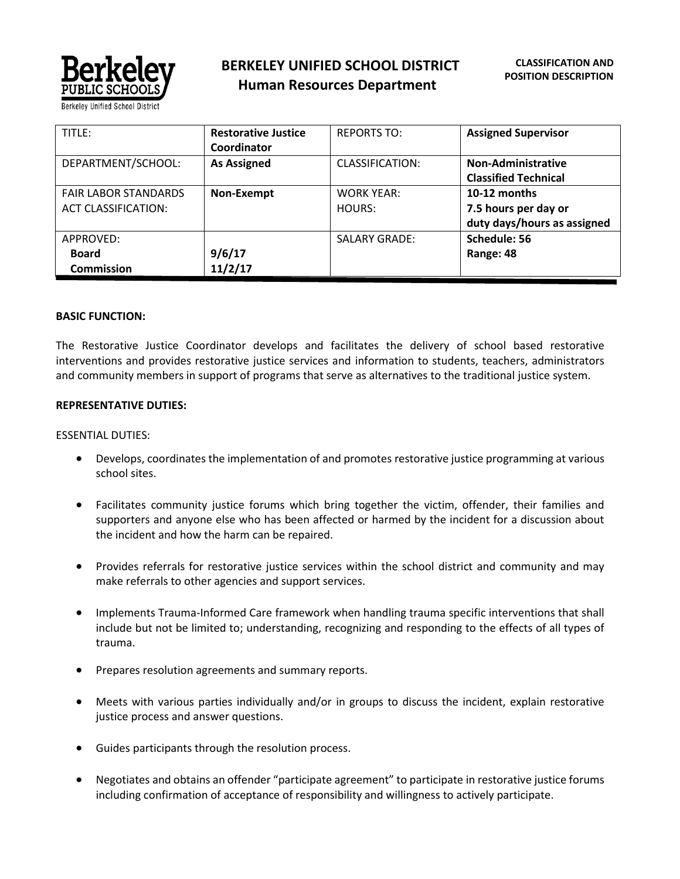# BERKELEY UNIFIED SCHOOL DISTRICT
## Human Resources Department

**CLASSIFICATION AND POSITION DESCRIPTION**

| TITLE: | **Restorative Justice Coordinator** | REPORTS TO: | **Assigned Supervisor** |
|---|---|---|---|
| DEPARTMENT/SCHOOL: | **As Assigned** | CLASSIFICATION: | **Non-Administrative Classified Technical** |
| FAIR LABOR STANDARDS ACT CLASSIFICATION: | **Non-Exempt** | WORK YEAR: HOURS: | **10-12 months 7.5 hours per day or duty days/hours as assigned** |
| APPROVED: **Board** **Commission** | **9/6/17** **11/2/17** | SALARY GRADE: | **Schedule: 56 Range: 48** |

**BASIC FUNCTION:**

The Restorative Justice Coordinator develops and facilitates the delivery of school based restorative interventions and provides restorative justice services and information to students, teachers, administrators and community members in support of programs that serve as alternatives to the traditional justice system.

**REPRESENTATIVE DUTIES:**

ESSENTIAL DUTIES:

- Develops, coordinates the implementation of and promotes restorative justice programming at various school sites.
- Facilitates community justice forums which bring together the victim, offender, their families and supporters and anyone else who has been affected or harmed by the incident for a discussion about the incident and how the harm can be repaired.
- Provides referrals for restorative justice services within the school district and community and may make referrals to other agencies and support services.
- Implements Trauma-Informed Care framework when handling trauma specific interventions that shall include but not be limited to; understanding, recognizing and responding to the effects of all types of trauma.
- Prepares resolution agreements and summary reports.
- Meets with various parties individually and/or in groups to discuss the incident, explain restorative justice process and answer questions.
- Guides participants through the resolution process.
- Negotiates and obtains an offender "participate agreement" to participate in restorative justice forums including confirmation of acceptance of responsibility and willingness to actively participate.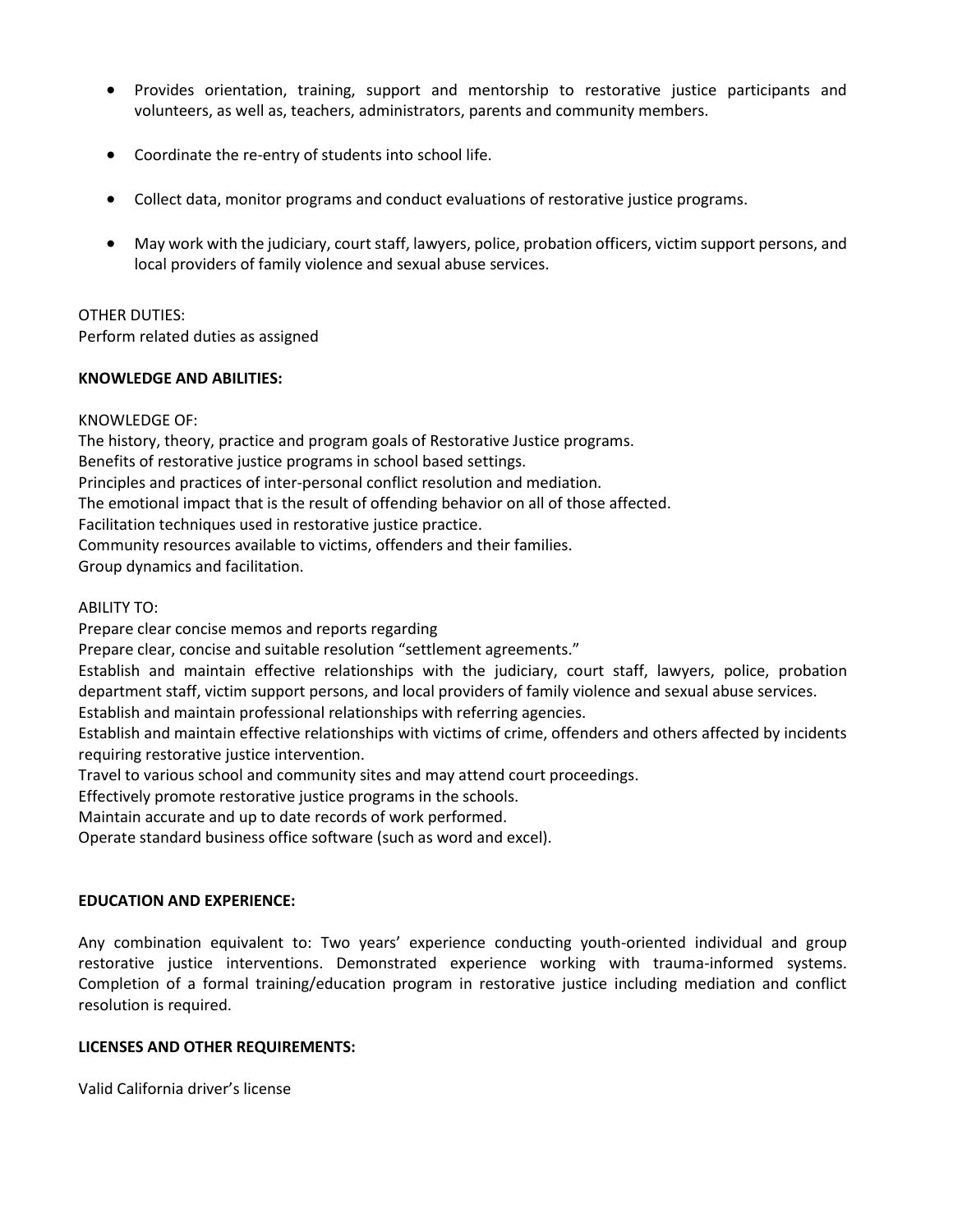- Provides orientation, training, support and mentorship to restorative justice participants and volunteers, as well as, teachers, administrators, parents and community members.
- Coordinate the re-entry of students into school life.
- Collect data, monitor programs and conduct evaluations of restorative justice programs.
- May work with the judiciary, court staff, lawyers, police, probation officers, victim support persons, and local providers of family violence and sexual abuse services.

OTHER DUTIES:
Perform related duties as assigned

**KNOWLEDGE AND ABILITIES:**

KNOWLEDGE OF:
The history, theory, practice and program goals of Restorative Justice programs.
Benefits of restorative justice programs in school based settings.
Principles and practices of inter-personal conflict resolution and mediation.
The emotional impact that is the result of offending behavior on all of those affected.
Facilitation techniques used in restorative justice practice.
Community resources available to victims, offenders and their families.
Group dynamics and facilitation.

ABILITY TO:
Prepare clear concise memos and reports regarding
Prepare clear, concise and suitable resolution "settlement agreements."
Establish and maintain effective relationships with the judiciary, court staff, lawyers, police, probation department staff, victim support persons, and local providers of family violence and sexual abuse services.
Establish and maintain professional relationships with referring agencies.
Establish and maintain effective relationships with victims of crime, offenders and others affected by incidents requiring restorative justice intervention.
Travel to various school and community sites and may attend court proceedings.
Effectively promote restorative justice programs in the schools.
Maintain accurate and up to date records of work performed.
Operate standard business office software (such as word and excel).

**EDUCATION AND EXPERIENCE:**

Any combination equivalent to: Two years' experience conducting youth-oriented individual and group restorative justice interventions. Demonstrated experience working with trauma-informed systems. Completion of a formal training/education program in restorative justice including mediation and conflict resolution is required.

**LICENSES AND OTHER REQUIREMENTS:**

Valid California driver's license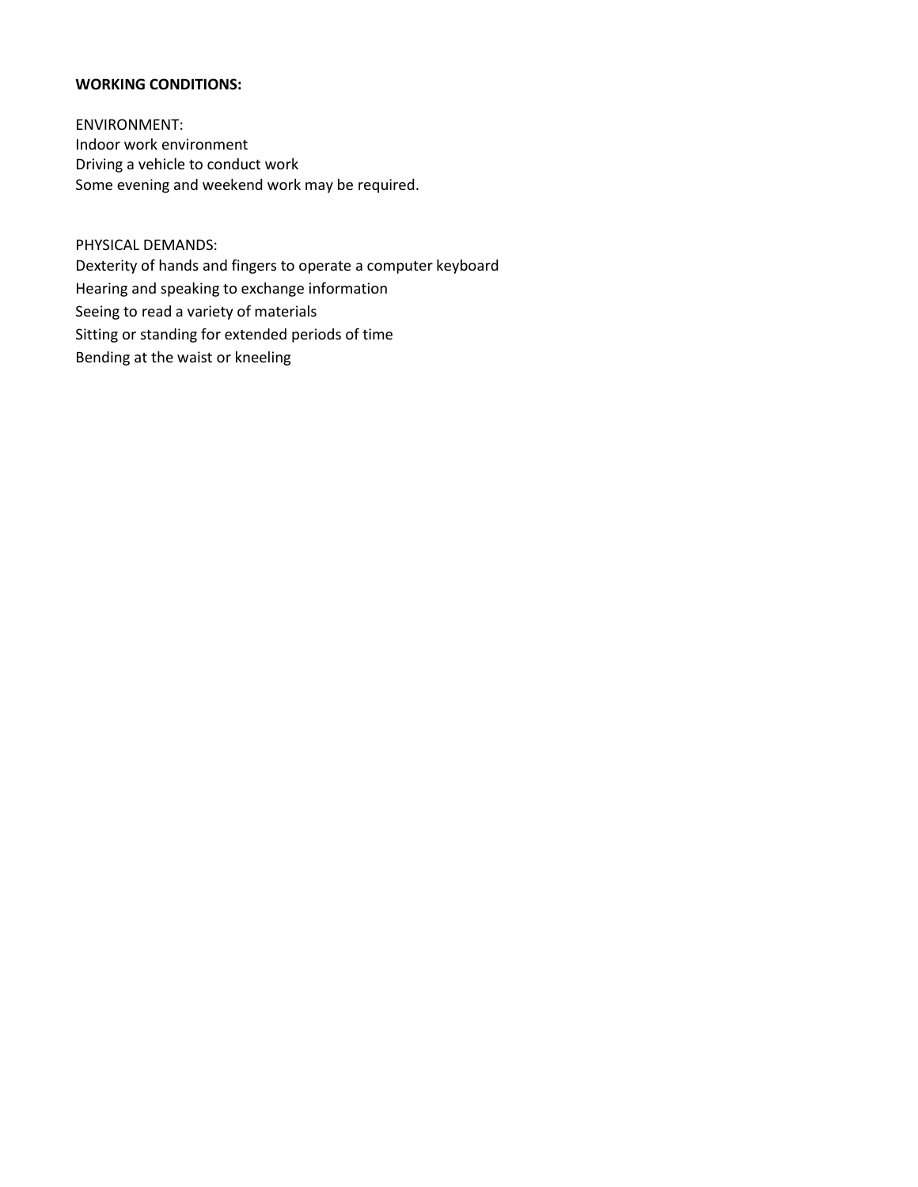**WORKING CONDITIONS:**

ENVIRONMENT:
Indoor work environment
Driving a vehicle to conduct work
Some evening and weekend work may be required.

PHYSICAL DEMANDS:
Dexterity of hands and fingers to operate a computer keyboard
Hearing and speaking to exchange information
Seeing to read a variety of materials
Sitting or standing for extended periods of time
Bending at the waist or kneeling